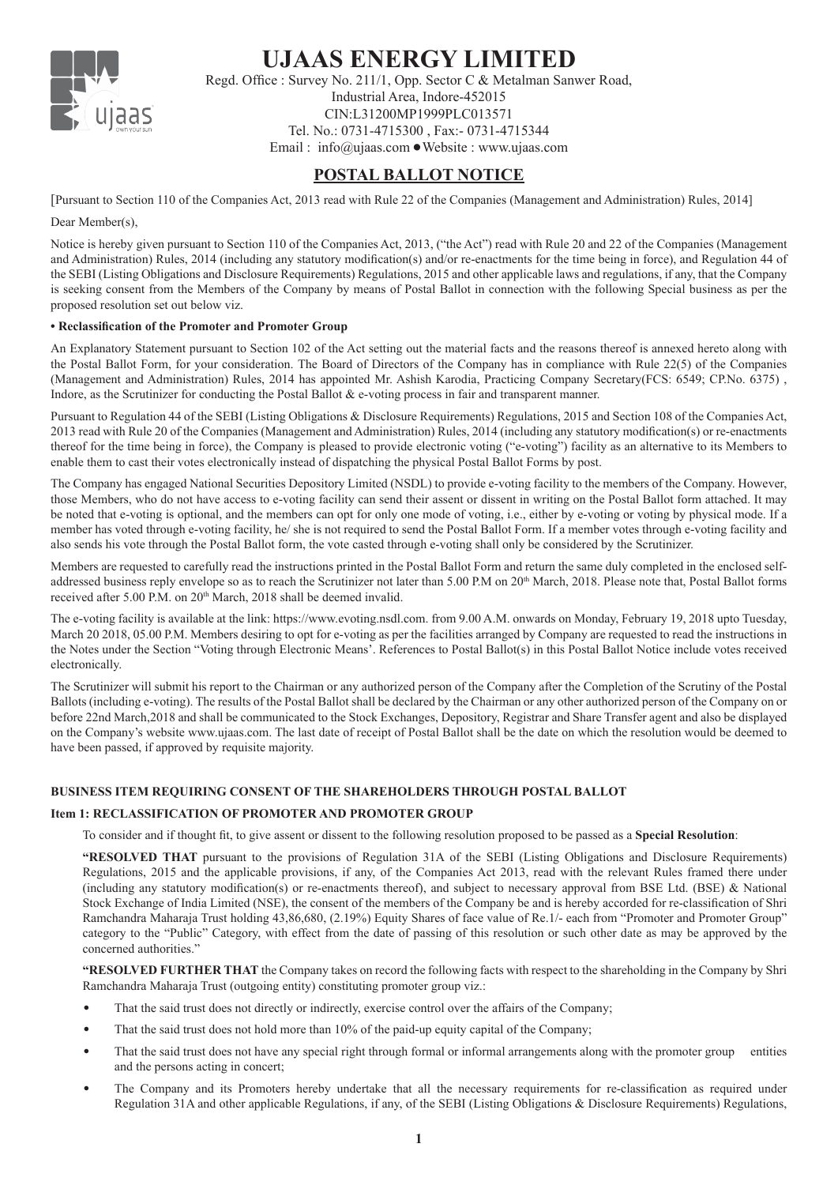# UJAAS ENERGY LIMITED

Regd. Office : Survey No. 211/1, Opp. Sector C & Metalman Sanwer Road,
Industrial Area, Indore-452015
CIN:L31200MP1999PLC013571
Tel. No.: 0731-4715300 , Fax:- 0731-4715344
Email : info@ujaas.com ● Website : www.ujaas.com

## POSTAL BALLOT NOTICE

[Pursuant to Section 110 of the Companies Act, 2013 read with Rule 22 of the Companies (Management and Administration) Rules, 2014]

Dear Member(s),

Notice is hereby given pursuant to Section 110 of the Companies Act, 2013, ("the Act") read with Rule 20 and 22 of the Companies (Management and Administration) Rules, 2014 (including any statutory modification(s) and/or re-enactments for the time being in force), and Regulation 44 of the SEBI (Listing Obligations and Disclosure Requirements) Regulations, 2015 and other applicable laws and regulations, if any, that the Company is seeking consent from the Members of the Company by means of Postal Ballot in connection with the following Special business as per the proposed resolution set out below viz.

**• Reclassification of the Promoter and Promoter Group**

An Explanatory Statement pursuant to Section 102 of the Act setting out the material facts and the reasons thereof is annexed hereto along with the Postal Ballot Form, for your consideration. The Board of Directors of the Company has in compliance with Rule 22(5) of the Companies (Management and Administration) Rules, 2014 has appointed Mr. Ashish Karodia, Practicing Company Secretary(FCS: 6549; CP.No. 6375) , Indore, as the Scrutinizer for conducting the Postal Ballot & e-voting process in fair and transparent manner.

Pursuant to Regulation 44 of the SEBI (Listing Obligations & Disclosure Requirements) Regulations, 2015 and Section 108 of the Companies Act, 2013 read with Rule 20 of the Companies (Management and Administration) Rules, 2014 (including any statutory modification(s) or re-enactments thereof for the time being in force), the Company is pleased to provide electronic voting ("e-voting") facility as an alternative to its Members to enable them to cast their votes electronically instead of dispatching the physical Postal Ballot Forms by post.

The Company has engaged National Securities Depository Limited (NSDL) to provide e-voting facility to the members of the Company. However, those Members, who do not have access to e-voting facility can send their assent or dissent in writing on the Postal Ballot form attached. It may be noted that e-voting is optional, and the members can opt for only one mode of voting, i.e., either by e-voting or voting by physical mode. If a member has voted through e-voting facility, he/ she is not required to send the Postal Ballot Form. If a member votes through e-voting facility and also sends his vote through the Postal Ballot form, the vote casted through e-voting shall only be considered by the Scrutinizer.

Members are requested to carefully read the instructions printed in the Postal Ballot Form and return the same duly completed in the enclosed self-addressed business reply envelope so as to reach the Scrutinizer not later than 5.00 P.M on 20th March, 2018. Please note that, Postal Ballot forms received after 5.00 P.M. on 20th March, 2018 shall be deemed invalid.

The e-voting facility is available at the link: https://www.evoting.nsdl.com. from 9.00 A.M. onwards on Monday, February 19, 2018 upto Tuesday, March 20 2018, 05.00 P.M. Members desiring to opt for e-voting as per the facilities arranged by Company are requested to read the instructions in the Notes under the Section "Voting through Electronic Means'. References to Postal Ballot(s) in this Postal Ballot Notice include votes received electronically.

The Scrutinizer will submit his report to the Chairman or any authorized person of the Company after the Completion of the Scrutiny of the Postal Ballots (including e-voting). The results of the Postal Ballot shall be declared by the Chairman or any other authorized person of the Company on or before 22nd March,2018 and shall be communicated to the Stock Exchanges, Depository, Registrar and Share Transfer agent and also be displayed on the Company's website www.ujaas.com. The last date of receipt of Postal Ballot shall be the date on which the resolution would be deemed to have been passed, if approved by requisite majority.

### BUSINESS ITEM REQUIRING CONSENT OF THE SHAREHOLDERS THROUGH POSTAL BALLOT

#### Item 1: RECLASSIFICATION OF PROMOTER AND PROMOTER GROUP

To consider and if thought fit, to give assent or dissent to the following resolution proposed to be passed as a **Special Resolution**:

**"RESOLVED THAT** pursuant to the provisions of Regulation 31A of the SEBI (Listing Obligations and Disclosure Requirements) Regulations, 2015 and the applicable provisions, if any, of the Companies Act 2013, read with the relevant Rules framed there under (including any statutory modification(s) or re-enactments thereof), and subject to necessary approval from BSE Ltd. (BSE) & National Stock Exchange of India Limited (NSE), the consent of the members of the Company be and is hereby accorded for re-classification of Shri Ramchandra Maharaja Trust holding 43,86,680, (2.19%) Equity Shares of face value of Re.1/- each from "Promoter and Promoter Group" category to the "Public" Category, with effect from the date of passing of this resolution or such other date as may be approved by the concerned authorities."

**"RESOLVED FURTHER THAT** the Company takes on record the following facts with respect to the shareholding in the Company by Shri Ramchandra Maharaja Trust (outgoing entity) constituting promoter group viz.:

- That the said trust does not directly or indirectly, exercise control over the affairs of the Company;
- That the said trust does not hold more than 10% of the paid-up equity capital of the Company;
- That the said trust does not have any special right through formal or informal arrangements along with the promoter group entities and the persons acting in concert;
- The Company and its Promoters hereby undertake that all the necessary requirements for re-classification as required under Regulation 31A and other applicable Regulations, if any, of the SEBI (Listing Obligations & Disclosure Requirements) Regulations,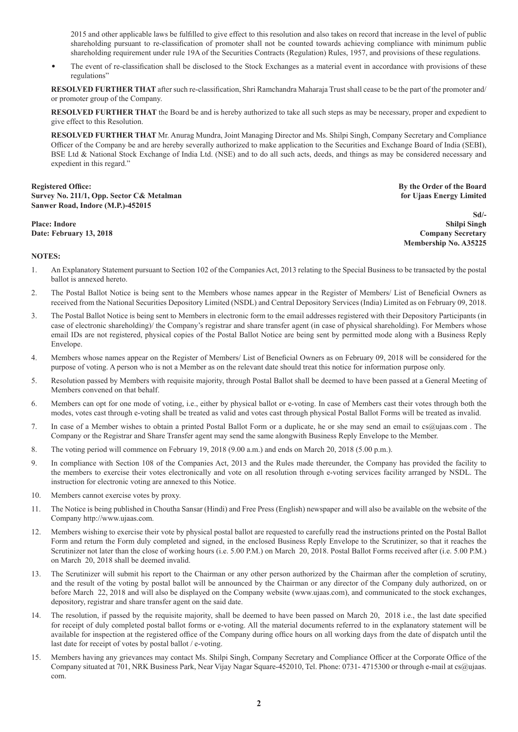2015 and other applicable laws be fulfilled to give effect to this resolution and also takes on record that increase in the level of public shareholding pursuant to re-classification of promoter shall not be counted towards achieving compliance with minimum public shareholding requirement under rule 19A of the Securities Contracts (Regulation) Rules, 1957, and provisions of these regulations.

- The event of re-classification shall be disclosed to the Stock Exchanges as a material event in accordance with provisions of these regulations"

**RESOLVED FURTHER THAT** after such re-classification, Shri Ramchandra Maharaja Trust shall cease to be the part of the promoter and/ or promoter group of the Company.

**RESOLVED FURTHER THAT** the Board be and is hereby authorized to take all such steps as may be necessary, proper and expedient to give effect to this Resolution.

**RESOLVED FURTHER THAT** Mr. Anurag Mundra, Joint Managing Director and Ms. Shilpi Singh, Company Secretary and Compliance Officer of the Company be and are hereby severally authorized to make application to the Securities and Exchange Board of India (SEBI), BSE Ltd & National Stock Exchange of India Ltd. (NSE) and to do all such acts, deeds, and things as may be considered necessary and expedient in this regard."

**Registered Office:**
**Survey No. 211/1, Opp. Sector C& Metalman**
**Sanwer Road, Indore (M.P.)-452015**

**Place: Indore**
**Date: February 13, 2018**

**By the Order of the Board**
**for Ujaas Energy Limited**

**Sd/-**
**Shilpi Singh**
**Company Secretary**
**Membership No. A35225**

**NOTES:**

1. An Explanatory Statement pursuant to Section 102 of the Companies Act, 2013 relating to the Special Business to be transacted by the postal ballot is annexed hereto.
2. The Postal Ballot Notice is being sent to the Members whose names appear in the Register of Members/ List of Beneficial Owners as received from the National Securities Depository Limited (NSDL) and Central Depository Services (India) Limited as on February 09, 2018.
3. The Postal Ballot Notice is being sent to Members in electronic form to the email addresses registered with their Depository Participants (in case of electronic shareholding)/ the Company's registrar and share transfer agent (in case of physical shareholding). For Members whose email IDs are not registered, physical copies of the Postal Ballot Notice are being sent by permitted mode along with a Business Reply Envelope.
4. Members whose names appear on the Register of Members/ List of Beneficial Owners as on February 09, 2018 will be considered for the purpose of voting. A person who is not a Member as on the relevant date should treat this notice for information purpose only.
5. Resolution passed by Members with requisite majority, through Postal Ballot shall be deemed to have been passed at a General Meeting of Members convened on that behalf.
6. Members can opt for one mode of voting, i.e., either by physical ballot or e-voting. In case of Members cast their votes through both the modes, votes cast through e-voting shall be treated as valid and votes cast through physical Postal Ballot Forms will be treated as invalid.
7. In case of a Member wishes to obtain a printed Postal Ballot Form or a duplicate, he or she may send an email to cs@ujaas.com . The Company or the Registrar and Share Transfer agent may send the same alongwith Business Reply Envelope to the Member.
8. The voting period will commence on February 19, 2018 (9.00 a.m.) and ends on March 20, 2018 (5.00 p.m.).
9. In compliance with Section 108 of the Companies Act, 2013 and the Rules made thereunder, the Company has provided the facility to the members to exercise their votes electronically and vote on all resolution through e-voting services facility arranged by NSDL. The instruction for electronic voting are annexed to this Notice.
10. Members cannot exercise votes by proxy.
11. The Notice is being published in Choutha Sansar (Hindi) and Free Press (English) newspaper and will also be available on the website of the Company http://www.ujaas.com.
12. Members wishing to exercise their vote by physical postal ballot are requested to carefully read the instructions printed on the Postal Ballot Form and return the Form duly completed and signed, in the enclosed Business Reply Envelope to the Scrutinizer, so that it reaches the Scrutinizer not later than the close of working hours (i.e. 5.00 P.M.) on March 20, 2018. Postal Ballot Forms received after (i.e. 5.00 P.M.) on March 20, 2018 shall be deemed invalid.
13. The Scrutinizer will submit his report to the Chairman or any other person authorized by the Chairman after the completion of scrutiny, and the result of the voting by postal ballot will be announced by the Chairman or any director of the Company duly authorized, on or before March 22, 2018 and will also be displayed on the Company website (www.ujaas.com), and communicated to the stock exchanges, depository, registrar and share transfer agent on the said date.
14. The resolution, if passed by the requisite majority, shall be deemed to have been passed on March 20, 2018 i.e., the last date specified for receipt of duly completed postal ballot forms or e-voting. All the material documents referred to in the explanatory statement will be available for inspection at the registered office of the Company during office hours on all working days from the date of dispatch until the last date for receipt of votes by postal ballot / e-voting.
15. Members having any grievances may contact Ms. Shilpi Singh, Company Secretary and Compliance Officer at the Corporate Office of the Company situated at 701, NRK Business Park, Near Vijay Nagar Square-452010, Tel. Phone: 0731- 4715300 or through e-mail at cs@ujaas.com.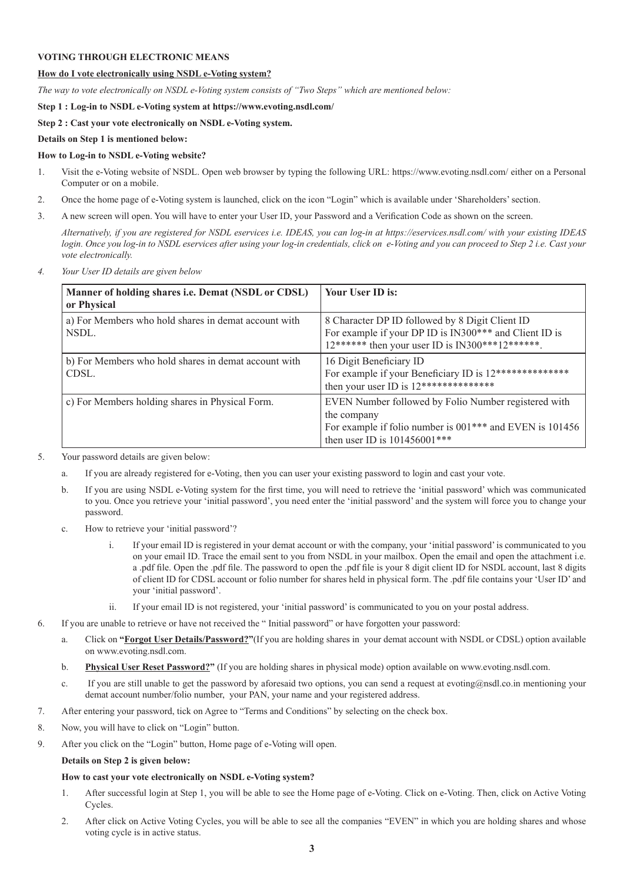**VOTING THROUGH ELECTRONIC MEANS**

**How do I vote electronically using NSDL e-Voting system?**

*The way to vote electronically on NSDL e-Voting system consists of "Two Steps" which are mentioned below:*

**Step 1 : Log-in to NSDL e-Voting system at https://www.evoting.nsdl.com/**

**Step 2 : Cast your vote electronically on NSDL e-Voting system.**

**Details on Step 1 is mentioned below:**

**How to Log-in to NSDL e-Voting website?**

1. Visit the e-Voting website of NSDL. Open web browser by typing the following URL: https://www.evoting.nsdl.com/ either on a Personal Computer or on a mobile.
2. Once the home page of e-Voting system is launched, click on the icon "Login" which is available under 'Shareholders' section.
3. A new screen will open. You will have to enter your User ID, your Password and a Verification Code as shown on the screen.

   *Alternatively, if you are registered for NSDL eservices i.e. IDEAS, you can log-in at https://eservices.nsdl.com/ with your existing IDEAS login. Once you log-in to NSDL eservices after using your log-in credentials, click on e-Voting and you can proceed to Step 2 i.e. Cast your vote electronically.*
4. *Your User ID details are given below*

| Manner of holding shares i.e. Demat (NSDL or CDSL) or Physical | Your User ID is: |
|---|---|
| a) For Members who hold shares in demat account with NSDL. | 8 Character DP ID followed by 8 Digit Client ID<br>For example if your DP ID is IN300*** and Client ID is 12****** then your user ID is IN300***12******. |
| b) For Members who hold shares in demat account with CDSL. | 16 Digit Beneficiary ID<br>For example if your Beneficiary ID is 12************** then your user ID is 12************** |
| c) For Members holding shares in Physical Form. | EVEN Number followed by Folio Number registered with the company<br>For example if folio number is 001*** and EVEN is 101456 then user ID is 101456001*** |

5. Your password details are given below:
   a. If you are already registered for e-Voting, then you can user your existing password to login and cast your vote.
   b. If you are using NSDL e-Voting system for the first time, you will need to retrieve the 'initial password' which was communicated to you. Once you retrieve your 'initial password', you need enter the 'initial password' and the system will force you to change your password.
   c. How to retrieve your 'initial password'?
      i. If your email ID is registered in your demat account or with the company, your 'initial password' is communicated to you on your email ID. Trace the email sent to you from NSDL in your mailbox. Open the email and open the attachment i.e. a .pdf file. Open the .pdf file. The password to open the .pdf file is your 8 digit client ID for NSDL account, last 8 digits of client ID for CDSL account or folio number for shares held in physical form. The .pdf file contains your 'User ID' and your 'initial password'.
      ii. If your email ID is not registered, your 'initial password' is communicated to you on your postal address.
6. If you are unable to retrieve or have not received the " Initial password" or have forgotten your password:
   a. Click on **"Forgot User Details/Password?"**(If you are holding shares in your demat account with NSDL or CDSL) option available on www.evoting.nsdl.com.
   b. **Physical User Reset Password?"** (If you are holding shares in physical mode) option available on www.evoting.nsdl.com.
   c. If you are still unable to get the password by aforesaid two options, you can send a request at evoting@nsdl.co.in mentioning your demat account number/folio number, your PAN, your name and your registered address.
7. After entering your password, tick on Agree to "Terms and Conditions" by selecting on the check box.
8. Now, you will have to click on "Login" button.
9. After you click on the "Login" button, Home page of e-Voting will open.

**Details on Step 2 is given below:**

**How to cast your vote electronically on NSDL e-Voting system?**

1. After successful login at Step 1, you will be able to see the Home page of e-Voting. Click on e-Voting. Then, click on Active Voting Cycles.
2. After click on Active Voting Cycles, you will be able to see all the companies "EVEN" in which you are holding shares and whose voting cycle is in active status.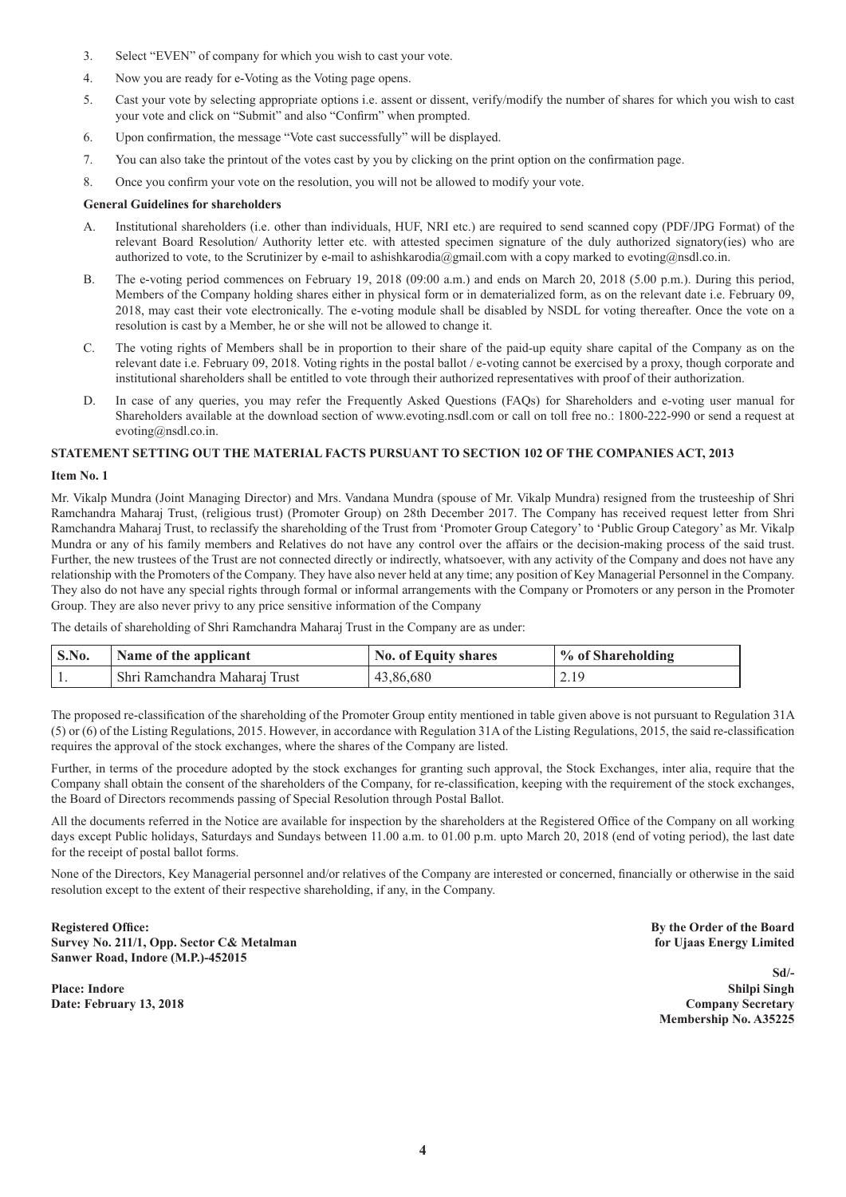3. Select "EVEN" of company for which you wish to cast your vote.
4. Now you are ready for e-Voting as the Voting page opens.
5. Cast your vote by selecting appropriate options i.e. assent or dissent, verify/modify the number of shares for which you wish to cast your vote and click on "Submit" and also "Confirm" when prompted.
6. Upon confirmation, the message "Vote cast successfully" will be displayed.
7. You can also take the printout of the votes cast by you by clicking on the print option on the confirmation page.
8. Once you confirm your vote on the resolution, you will not be allowed to modify your vote.

**General Guidelines for shareholders**

A. Institutional shareholders (i.e. other than individuals, HUF, NRI etc.) are required to send scanned copy (PDF/JPG Format) of the relevant Board Resolution/ Authority letter etc. with attested specimen signature of the duly authorized signatory(ies) who are authorized to vote, to the Scrutinizer by e-mail to ashishkarodia@gmail.com with a copy marked to evoting@nsdl.co.in.

B. The e-voting period commences on February 19, 2018 (09:00 a.m.) and ends on March 20, 2018 (5.00 p.m.). During this period, Members of the Company holding shares either in physical form or in dematerialized form, as on the relevant date i.e. February 09, 2018, may cast their vote electronically. The e-voting module shall be disabled by NSDL for voting thereafter. Once the vote on a resolution is cast by a Member, he or she will not be allowed to change it.

C. The voting rights of Members shall be in proportion to their share of the paid-up equity share capital of the Company as on the relevant date i.e. February 09, 2018. Voting rights in the postal ballot / e-voting cannot be exercised by a proxy, though corporate and institutional shareholders shall be entitled to vote through their authorized representatives with proof of their authorization.

D. In case of any queries, you may refer the Frequently Asked Questions (FAQs) for Shareholders and e-voting user manual for Shareholders available at the download section of www.evoting.nsdl.com or call on toll free no.: 1800-222-990 or send a request at evoting@nsdl.co.in.

**STATEMENT SETTING OUT THE MATERIAL FACTS PURSUANT TO SECTION 102 OF THE COMPANIES ACT, 2013**

**Item No. 1**

Mr. Vikalp Mundra (Joint Managing Director) and Mrs. Vandana Mundra (spouse of Mr. Vikalp Mundra) resigned from the trusteeship of Shri Ramchandra Maharaj Trust, (religious trust) (Promoter Group) on 28th December 2017. The Company has received request letter from Shri Ramchandra Maharaj Trust, to reclassify the shareholding of the Trust from 'Promoter Group Category' to 'Public Group Category' as Mr. Vikalp Mundra or any of his family members and Relatives do not have any control over the affairs or the decision-making process of the said trust. Further, the new trustees of the Trust are not connected directly or indirectly, whatsoever, with any activity of the Company and does not have any relationship with the Promoters of the Company. They have also never held at any time; any position of Key Managerial Personnel in the Company. They also do not have any special rights through formal or informal arrangements with the Company or Promoters or any person in the Promoter Group. They are also never privy to any price sensitive information of the Company

The details of shareholding of Shri Ramchandra Maharaj Trust in the Company are as under:

| S.No. | Name of the applicant | No. of Equity shares | % of Shareholding |
|---|---|---|---|
| 1. | Shri Ramchandra Maharaj Trust | 43,86,680 | 2.19 |

The proposed re-classification of the shareholding of the Promoter Group entity mentioned in table given above is not pursuant to Regulation 31A (5) or (6) of the Listing Regulations, 2015. However, in accordance with Regulation 31A of the Listing Regulations, 2015, the said re-classification requires the approval of the stock exchanges, where the shares of the Company are listed.

Further, in terms of the procedure adopted by the stock exchanges for granting such approval, the Stock Exchanges, inter alia, require that the Company shall obtain the consent of the shareholders of the Company, for re-classification, keeping with the requirement of the stock exchanges, the Board of Directors recommends passing of Special Resolution through Postal Ballot.

All the documents referred in the Notice are available for inspection by the shareholders at the Registered Office of the Company on all working days except Public holidays, Saturdays and Sundays between 11.00 a.m. to 01.00 p.m. upto March 20, 2018 (end of voting period), the last date for the receipt of postal ballot forms.

None of the Directors, Key Managerial personnel and/or relatives of the Company are interested or concerned, financially or otherwise in the said resolution except to the extent of their respective shareholding, if any, in the Company.

**Registered Office:**
**Survey No. 211/1, Opp. Sector C& Metalman**
**Sanwer Road, Indore (M.P.)-452015**

**Place: Indore**
**Date: February 13, 2018**

**By the Order of the Board**
**for Ujaas Energy Limited**

**Sd/-**
**Shilpi Singh**
**Company Secretary**
**Membership No. A35225**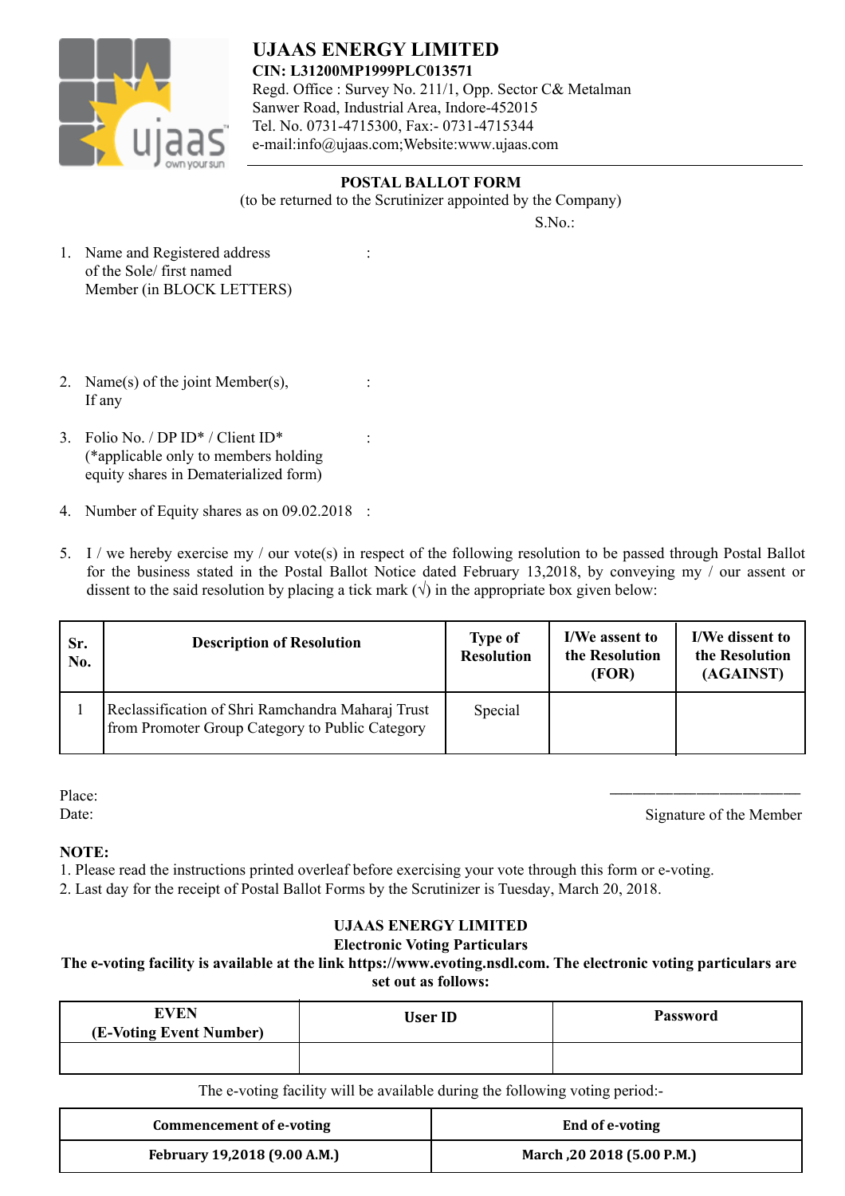# UJAAS ENERGY LIMITED

**CIN: L31200MP1999PLC013571**

Regd. Office : Survey No. 211/1, Opp. Sector C& Metalman Sanwer Road, Industrial Area, Indore-452015

Tel. No. 0731-4715300, Fax:- 0731-4715344

e-mail:info@ujaas.com;Website:www.ujaas.com

## POSTAL BALLOT FORM

(to be returned to the Scrutinizer appointed by the Company)

S.No.:

1. Name and Registered address of the Sole/ first named Member (in BLOCK LETTERS) :

2. Name(s) of the joint Member(s), If any :

3. Folio No. / DP ID* / Client ID* (*applicable only to members holding equity shares in Dematerialized form) :

4. Number of Equity shares as on 09.02.2018 :

5. I / we hereby exercise my / our vote(s) in respect of the following resolution to be passed through Postal Ballot for the business stated in the Postal Ballot Notice dated February 13,2018, by conveying my / our assent or dissent to the said resolution by placing a tick mark (√) in the appropriate box given below:

| Sr. No. | Description of Resolution | Type of Resolution | I/We assent to the Resolution (FOR) | I/We dissent to the Resolution (AGAINST) |
|---|---|---|---|---|
| 1 | Reclassification of Shri Ramchandra Maharaj Trust from Promoter Group Category to Public Category | Special | | |

Place:

Date:

———————————————

Signature of the Member

**NOTE:**

1. Please read the instructions printed overleaf before exercising your vote through this form or e-voting.
2. Last day for the receipt of Postal Ballot Forms by the Scrutinizer is Tuesday, March 20, 2018.

**UJAAS ENERGY LIMITED**

**Electronic Voting Particulars**

**The e-voting facility is available at the link https://www.evoting.nsdl.com. The electronic voting particulars are set out as follows:**

| EVEN (E-Voting Event Number) | User ID | Password |
|---|---|---|
| | | |

The e-voting facility will be available during the following voting period:-

| Commencement of e-voting | End of e-voting |
|---|---|
| February 19,2018 (9.00 A.M.) | March ,20 2018 (5.00 P.M.) |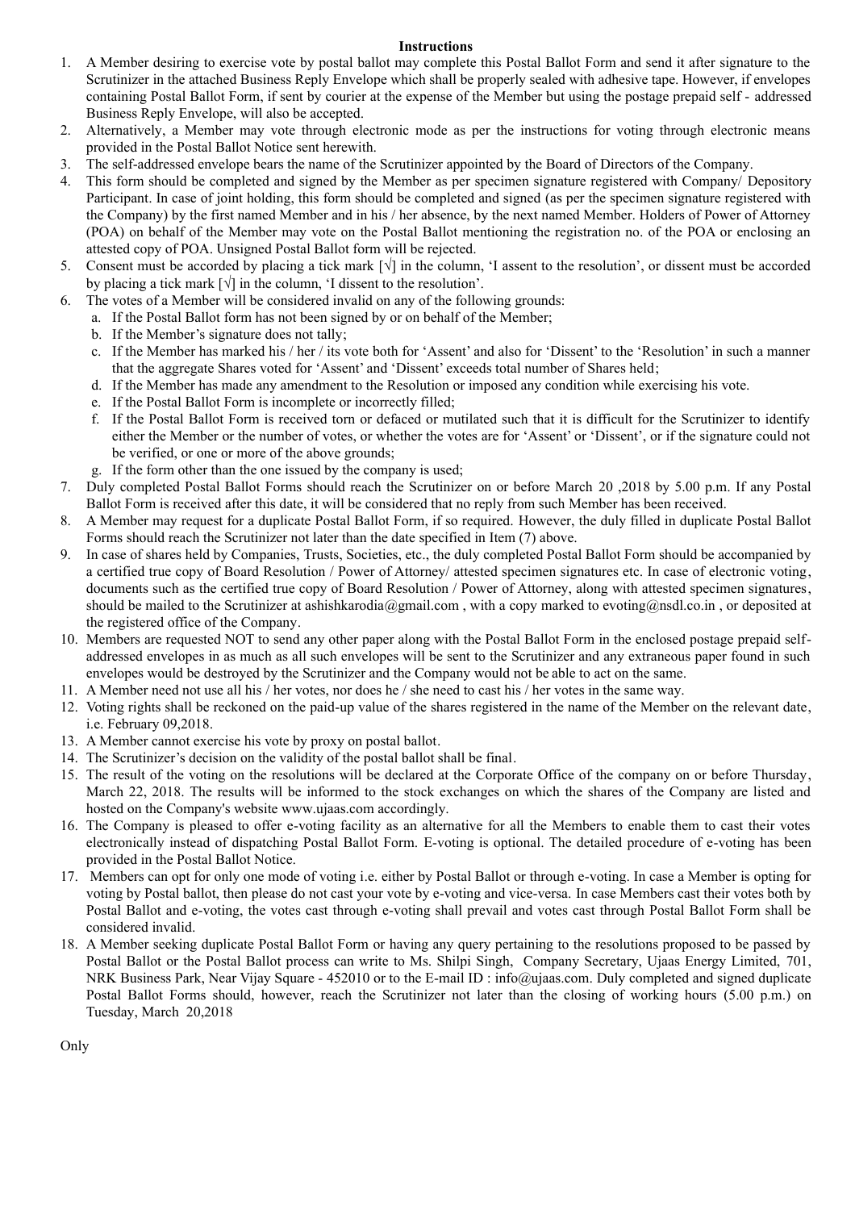**Instructions**

1. A Member desiring to exercise vote by postal ballot may complete this Postal Ballot Form and send it after signature to the Scrutinizer in the attached Business Reply Envelope which shall be properly sealed with adhesive tape. However, if envelopes containing Postal Ballot Form, if sent by courier at the expense of the Member but using the postage prepaid self - addressed Business Reply Envelope, will also be accepted.
2. Alternatively, a Member may vote through electronic mode as per the instructions for voting through electronic means provided in the Postal Ballot Notice sent herewith.
3. The self-addressed envelope bears the name of the Scrutinizer appointed by the Board of Directors of the Company.
4. This form should be completed and signed by the Member as per specimen signature registered with Company/ Depository Participant. In case of joint holding, this form should be completed and signed (as per the specimen signature registered with the Company) by the first named Member and in his / her absence, by the next named Member. Holders of Power of Attorney (POA) on behalf of the Member may vote on the Postal Ballot mentioning the registration no. of the POA or enclosing an attested copy of POA. Unsigned Postal Ballot form will be rejected.
5. Consent must be accorded by placing a tick mark [√] in the column, 'I assent to the resolution', or dissent must be accorded by placing a tick mark [√] in the column, 'I dissent to the resolution'.
6. The votes of a Member will be considered invalid on any of the following grounds:
   a. If the Postal Ballot form has not been signed by or on behalf of the Member;
   b. If the Member's signature does not tally;
   c. If the Member has marked his / her / its vote both for 'Assent' and also for 'Dissent' to the 'Resolution' in such a manner that the aggregate Shares voted for 'Assent' and 'Dissent' exceeds total number of Shares held;
   d. If the Member has made any amendment to the Resolution or imposed any condition while exercising his vote.
   e. If the Postal Ballot Form is incomplete or incorrectly filled;
   f. If the Postal Ballot Form is received torn or defaced or mutilated such that it is difficult for the Scrutinizer to identify either the Member or the number of votes, or whether the votes are for 'Assent' or 'Dissent', or if the signature could not be verified, or one or more of the above grounds;
   g. If the form other than the one issued by the company is used;
7. Duly completed Postal Ballot Forms should reach the Scrutinizer on or before March 20 ,2018 by 5.00 p.m. If any Postal Ballot Form is received after this date, it will be considered that no reply from such Member has been received.
8. A Member may request for a duplicate Postal Ballot Form, if so required. However, the duly filled in duplicate Postal Ballot Forms should reach the Scrutinizer not later than the date specified in Item (7) above.
9. In case of shares held by Companies, Trusts, Societies, etc., the duly completed Postal Ballot Form should be accompanied by a certified true copy of Board Resolution / Power of Attorney/ attested specimen signatures etc. In case of electronic voting, documents such as the certified true copy of Board Resolution / Power of Attorney, along with attested specimen signatures, should be mailed to the Scrutinizer at ashishkarodia@gmail.com , with a copy marked to evoting@nsdl.co.in , or deposited at the registered office of the Company.
10. Members are requested NOT to send any other paper along with the Postal Ballot Form in the enclosed postage prepaid self-addressed envelopes in as much as all such envelopes will be sent to the Scrutinizer and any extraneous paper found in such envelopes would be destroyed by the Scrutinizer and the Company would not be able to act on the same.
11. A Member need not use all his / her votes, nor does he / she need to cast his / her votes in the same way.
12. Voting rights shall be reckoned on the paid-up value of the shares registered in the name of the Member on the relevant date, i.e. February 09,2018.
13. A Member cannot exercise his vote by proxy on postal ballot.
14. The Scrutinizer's decision on the validity of the postal ballot shall be final.
15. The result of the voting on the resolutions will be declared at the Corporate Office of the company on or before Thursday, March 22, 2018. The results will be informed to the stock exchanges on which the shares of the Company are listed and hosted on the Company's website www.ujaas.com accordingly.
16. The Company is pleased to offer e-voting facility as an alternative for all the Members to enable them to cast their votes electronically instead of dispatching Postal Ballot Form. E-voting is optional. The detailed procedure of e-voting has been provided in the Postal Ballot Notice.
17. Members can opt for only one mode of voting i.e. either by Postal Ballot or through e-voting. In case a Member is opting for voting by Postal ballot, then please do not cast your vote by e-voting and vice-versa. In case Members cast their votes both by Postal Ballot and e-voting, the votes cast through e-voting shall prevail and votes cast through Postal Ballot Form shall be considered invalid.
18. A Member seeking duplicate Postal Ballot Form or having any query pertaining to the resolutions proposed to be passed by Postal Ballot or the Postal Ballot process can write to Ms. Shilpi Singh, Company Secretary, Ujaas Energy Limited, 701, NRK Business Park, Near Vijay Square - 452010 or to the E-mail ID : info@ujaas.com. Duly completed and signed duplicate Postal Ballot Forms should, however, reach the Scrutinizer not later than the closing of working hours (5.00 p.m.) on Tuesday, March 20,2018

Only